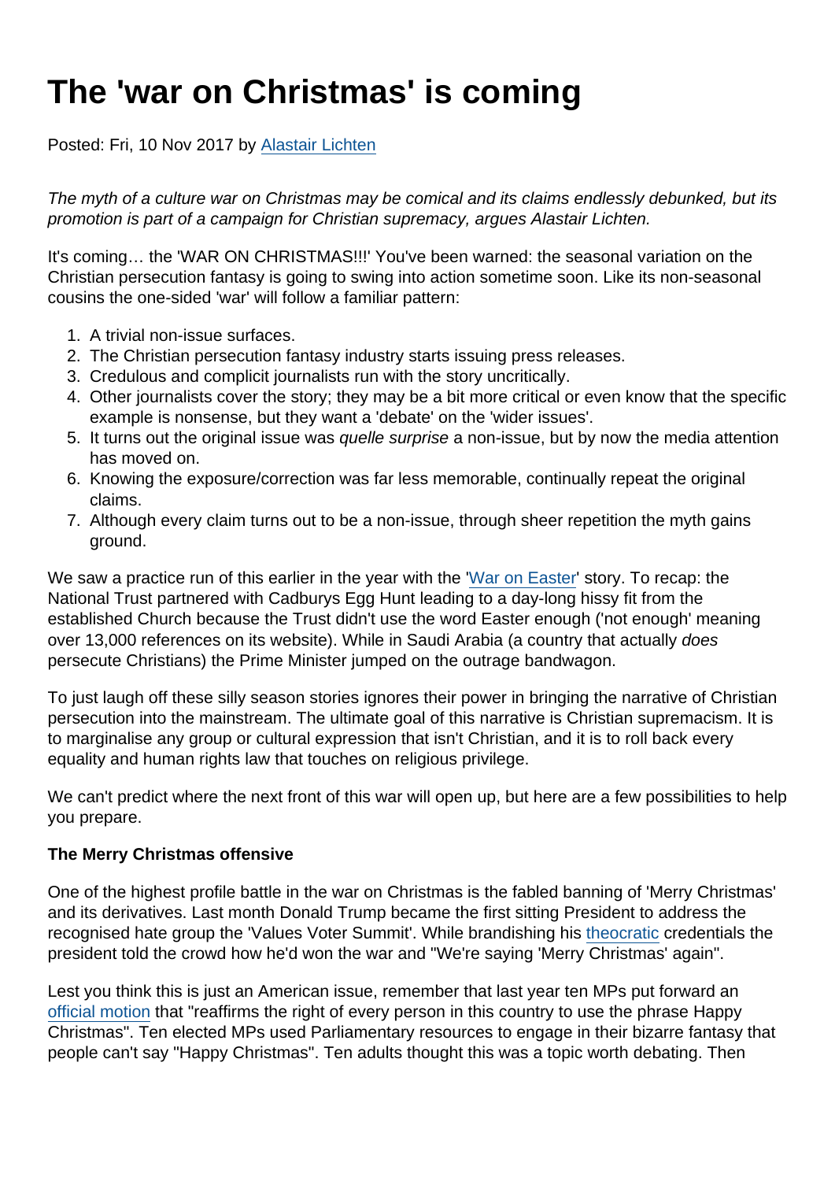# The 'war on Christmas' is coming

Posted: Fri, 10 Nov 2017 by Alastair Lichten

*The myth of a culture war on Christmas may be comical and its claims endlessly debunked, but its promotion is part of a campaign for Christian supremacy, argues Alastair Lichten.*

It's coming… the 'WAR ON CHRISTMAS!!!' You've been warned: the seasonal variation on the Christian persecution fantasy is going to swing into action sometime soon. Like its non-seasonal cousins the one-sided 'war' will follow a familiar pattern:

1. A trivial non-issue surfaces.
2. The Christian persecution fantasy industry starts issuing press releases.
3. Credulous and complicit journalists run with the story uncritically.
4. Other journalists cover the story; they may be a bit more critical or even know that the specific example is nonsense, but they want a 'debate' on the 'wider issues'.
5. It turns out the original issue was *quelle surprise* a non-issue, but by now the media attention has moved on.
6. Knowing the exposure/correction was far less memorable, continually repeat the original claims.
7. Although every claim turns out to be a non-issue, through sheer repetition the myth gains ground.

We saw a practice run of this earlier in the year with the 'War on Easter' story. To recap: the National Trust partnered with Cadburys Egg Hunt leading to a day-long hissy fit from the established Church because the Trust didn't use the word Easter enough ('not enough' meaning over 13,000 references on its website). While in Saudi Arabia (a country that actually *does* persecute Christians) the Prime Minister jumped on the outrage bandwagon.

To just laugh off these silly season stories ignores their power in bringing the narrative of Christian persecution into the mainstream. The ultimate goal of this narrative is Christian supremacism. It is to marginalise any group or cultural expression that isn't Christian, and it is to roll back every equality and human rights law that touches on religious privilege.

We can't predict where the next front of this war will open up, but here are a few possibilities to help you prepare.

**The Merry Christmas offensive**

One of the highest profile battle in the war on Christmas is the fabled banning of 'Merry Christmas' and its derivatives. Last month Donald Trump became the first sitting President to address the recognised hate group the 'Values Voter Summit'. While brandishing his theocratic credentials the president told the crowd how he'd won the war and "We're saying 'Merry Christmas' again".

Lest you think this is just an American issue, remember that last year ten MPs put forward an official motion that "reaffirms the right of every person in this country to use the phrase Happy Christmas". Ten elected MPs used Parliamentary resources to engage in their bizarre fantasy that people can't say "Happy Christmas". Ten adults thought this was a topic worth debating. Then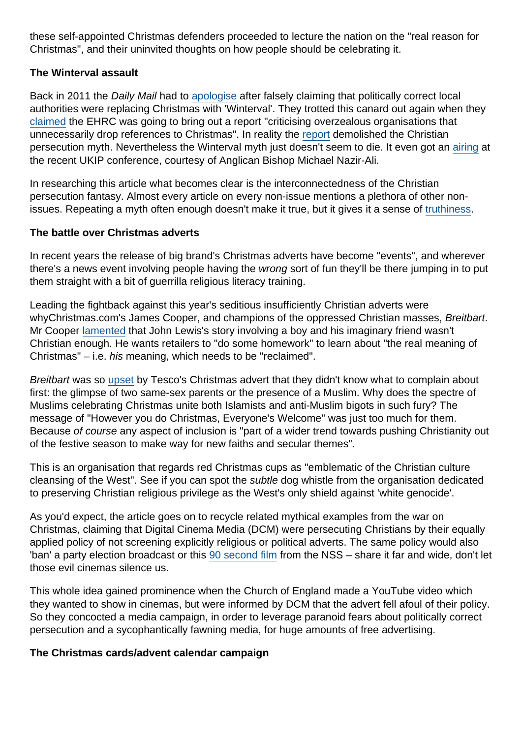these self-appointed Christmas defenders proceeded to lecture the nation on the "real reason for Christmas", and their uninvited thoughts on how people should be celebrating it.

**The Winterval assault**

Back in 2011 the *Daily Mail* had to apologise after falsely claiming that politically correct local authorities were replacing Christmas with 'Winterval'. They trotted this canard out again when they claimed the EHRC was going to bring out a report "criticising overzealous organisations that unnecessarily drop references to Christmas". In reality the report demolished the Christian persecution myth. Nevertheless the Winterval myth just doesn't seem to die. It even got an airing at the recent UKIP conference, courtesy of Anglican Bishop Michael Nazir-Ali.

In researching this article what becomes clear is the interconnectedness of the Christian persecution fantasy. Almost every article on every non-issue mentions a plethora of other non-issues. Repeating a myth often enough doesn't make it true, but it gives it a sense of truthiness.

**The battle over Christmas adverts**

In recent years the release of big brand's Christmas adverts have become "events", and wherever there's a news event involving people having the *wrong* sort of fun they'll be there jumping in to put them straight with a bit of guerrilla religious literacy training.

Leading the fightback against this year's seditious insufficiently Christian adverts were whyChristmas.com's James Cooper, and champions of the oppressed Christian masses, *Breitbart*. Mr Cooper lamented that John Lewis's story involving a boy and his imaginary friend wasn't Christian enough. He wants retailers to "do some homework" to learn about "the real meaning of Christmas" – i.e. *his* meaning, which needs to be "reclaimed".

*Breitbart* was so upset by Tesco's Christmas advert that they didn't know what to complain about first: the glimpse of two same-sex parents or the presence of a Muslim. Why does the spectre of Muslims celebrating Christmas unite both Islamists and anti-Muslim bigots in such fury? The message of "However you do Christmas, Everyone's Welcome" was just too much for them. Because *of course* any aspect of inclusion is "part of a wider trend towards pushing Christianity out of the festive season to make way for new faiths and secular themes".

This is an organisation that regards red Christmas cups as "emblematic of the Christian culture cleansing of the West". See if you can spot the *subtle* dog whistle from the organisation dedicated to preserving Christian religious privilege as the West's only shield against 'white genocide'.

As you'd expect, the article goes on to recycle related mythical examples from the war on Christmas, claiming that Digital Cinema Media (DCM) were persecuting Christians by their equally applied policy of not screening explicitly religious or political adverts. The same policy would also 'ban' a party election broadcast or this 90 second film from the NSS – share it far and wide, don't let those evil cinemas silence us.

This whole idea gained prominence when the Church of England made a YouTube video which they wanted to show in cinemas, but were informed by DCM that the advert fell afoul of their policy. So they concocted a media campaign, in order to leverage paranoid fears about politically correct persecution and a sycophantically fawning media, for huge amounts of free advertising.

**The Christmas cards/advent calendar campaign**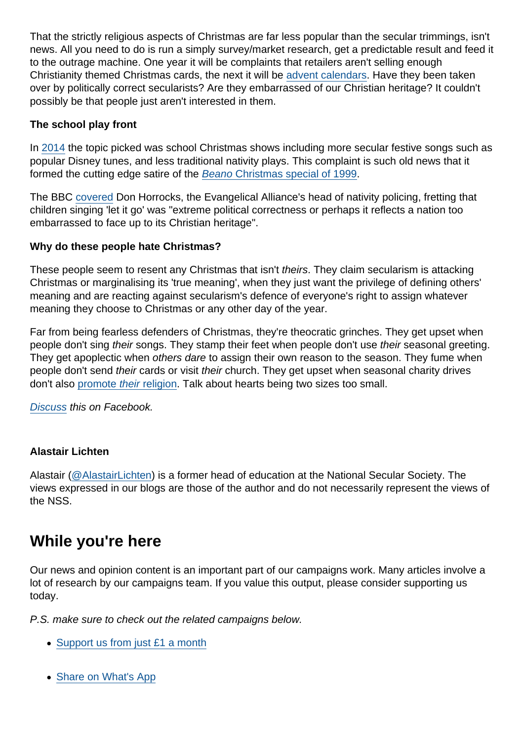That the strictly religious aspects of Christmas are far less popular than the secular trimmings, isn't news. All you need to do is run a simply survey/market research, get a predictable result and feed it to the outrage machine. One year it will be complaints that retailers aren't selling enough Christianity themed Christmas cards, the next it will be advent calendars. Have they been taken over by politically correct secularists? Are they embarrassed of our Christian heritage? It couldn't possibly be that people just aren't interested in them.

**The school play front**

In 2014 the topic picked was school Christmas shows including more secular festive songs such as popular Disney tunes, and less traditional nativity plays. This complaint is such old news that it formed the cutting edge satire of the *Beano* Christmas special of 1999.

The BBC covered Don Horrocks, the Evangelical Alliance's head of nativity policing, fretting that children singing 'let it go' was "extreme political correctness or perhaps it reflects a nation too embarrassed to face up to its Christian heritage".

**Why do these people hate Christmas?**

These people seem to resent any Christmas that isn't *theirs*. They claim secularism is attacking Christmas or marginalising its 'true meaning', when they just want the privilege of defining others' meaning and are reacting against secularism's defence of everyone's right to assign whatever meaning they choose to Christmas or any other day of the year.

Far from being fearless defenders of Christmas, they're theocratic grinches. They get upset when people don't sing *their* songs. They stamp their feet when people don't use *their* seasonal greeting. They get apoplectic when *others dare* to assign their own reason to the season. They fume when people don't send *their* cards or visit *their* church. They get upset when seasonal charity drives don't also promote *their* religion. Talk about hearts being two sizes too small.

*Discuss this on Facebook.*

**Alastair Lichten**

Alastair (@AlastairLichten) is a former head of education at the National Secular Society. The views expressed in our blogs are those of the author and do not necessarily represent the views of the NSS.

## While you're here

Our news and opinion content is an important part of our campaigns work. Many articles involve a lot of research by our campaigns team. If you value this output, please consider supporting us today.

*P.S. make sure to check out the related campaigns below.*

- Support us from just £1 a month
- Share on What's App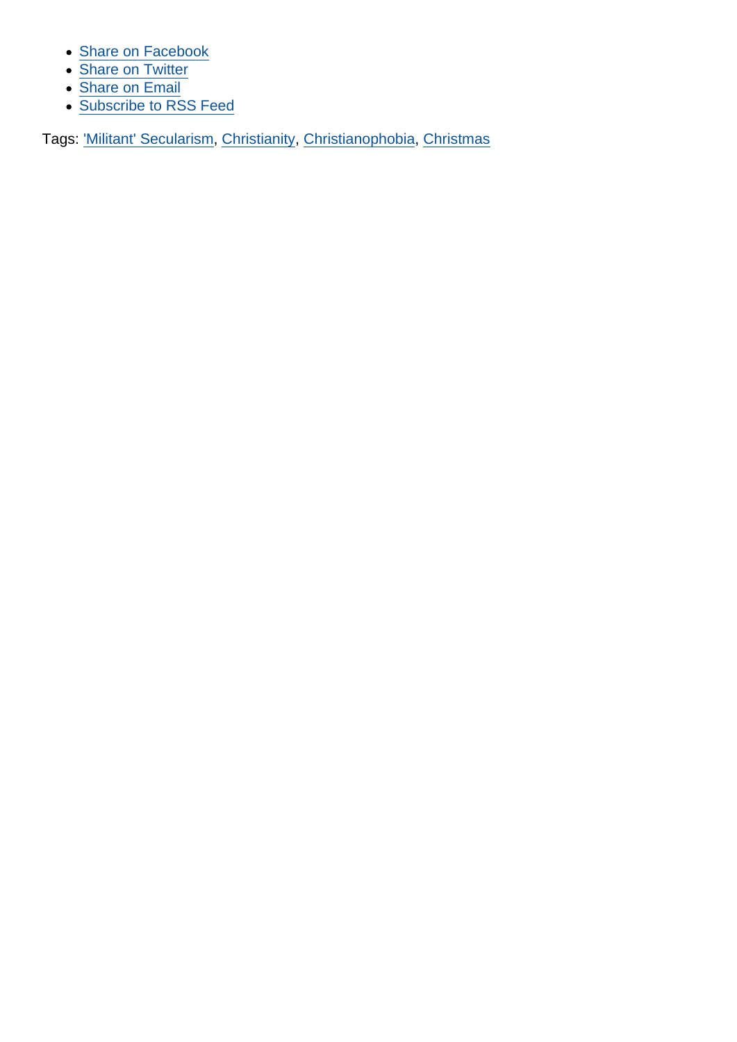- Share on Facebook
- Share on Twitter
- Share on Email
- Subscribe to RSS Feed

Tags: 'Militant' Secularism, Christianity, Christianophobia, Christmas